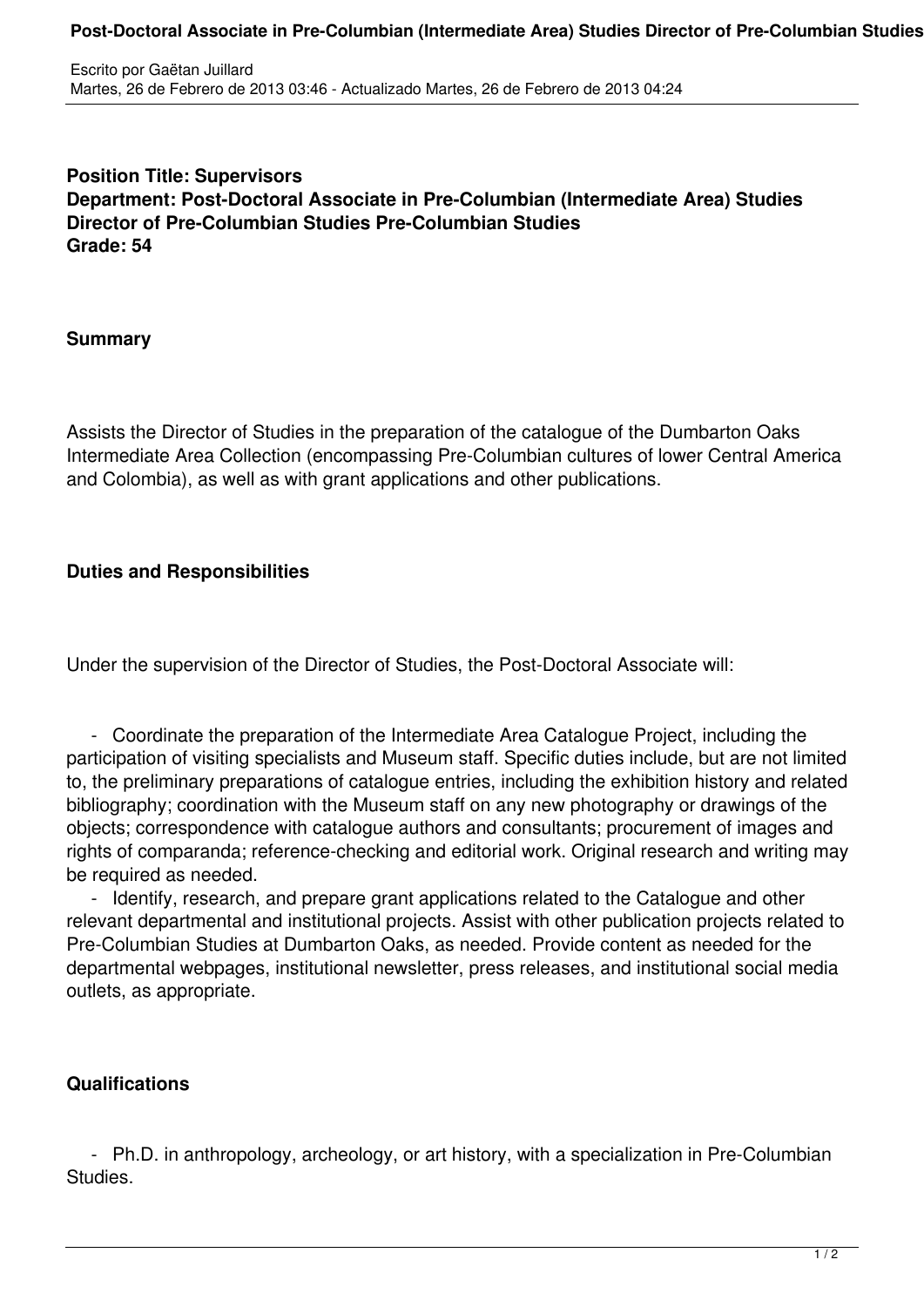**Position Title: Supervisors**
**Department: Post-Doctoral Associate in Pre-Columbian (Intermediate Area) Studies Director of Pre-Columbian Studies Pre-Columbian Studies**
**Grade: 54**

**Summary**

Assists the Director of Studies in the preparation of the catalogue of the Dumbarton Oaks Intermediate Area Collection (encompassing Pre-Columbian cultures of lower Central America and Colombia), as well as with grant applications and other publications.

**Duties and Responsibilities**

Under the supervision of the Director of Studies, the Post-Doctoral Associate will:

- Coordinate the preparation of the Intermediate Area Catalogue Project, including the participation of visiting specialists and Museum staff. Specific duties include, but are not limited to, the preliminary preparations of catalogue entries, including the exhibition history and related bibliography; coordination with the Museum staff on any new photography or drawings of the objects; correspondence with catalogue authors and consultants; procurement of images and rights of comparanda; reference-checking and editorial work. Original research and writing may be required as needed.
- Identify, research, and prepare grant applications related to the Catalogue and other relevant departmental and institutional projects. Assist with other publication projects related to Pre-Columbian Studies at Dumbarton Oaks, as needed. Provide content as needed for the departmental webpages, institutional newsletter, press releases, and institutional social media outlets, as appropriate.

**Qualifications**

- Ph.D. in anthropology, archeology, or art history, with a specialization in Pre-Columbian Studies.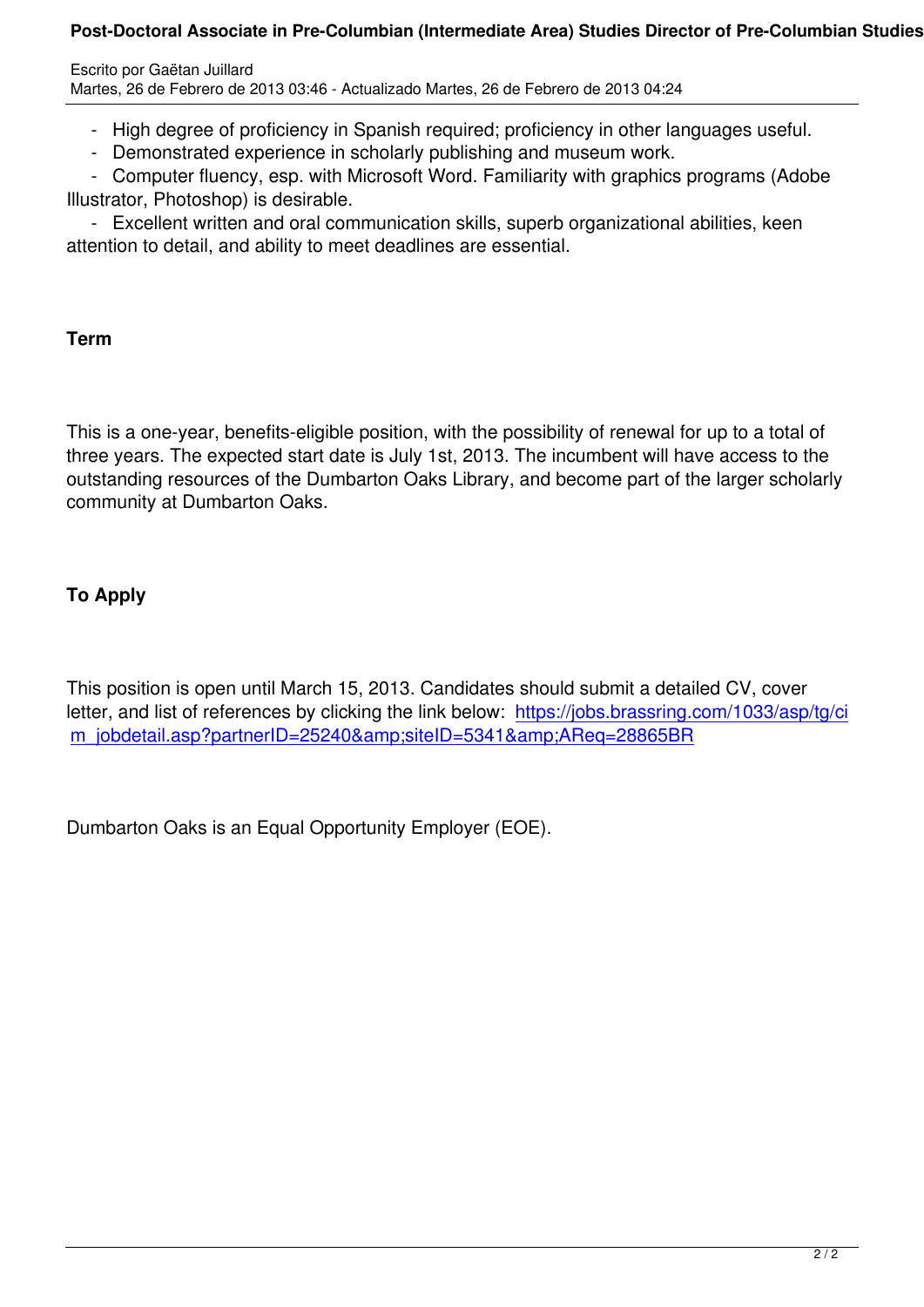- High degree of proficiency in Spanish required; proficiency in other languages useful.
- Demonstrated experience in scholarly publishing and museum work.
- Computer fluency, esp. with Microsoft Word. Familiarity with graphics programs (Adobe Illustrator, Photoshop) is desirable.
- Excellent written and oral communication skills, superb organizational abilities, keen attention to detail, and ability to meet deadlines are essential.

**Term**

This is a one-year, benefits-eligible position, with the possibility of renewal for up to a total of three years. The expected start date is July 1st, 2013. The incumbent will have access to the outstanding resources of the Dumbarton Oaks Library, and become part of the larger scholarly community at Dumbarton Oaks.

**To Apply**

This position is open until March 15, 2013. Candidates should submit a detailed CV, cover letter, and list of references by clicking the link below: https://jobs.brassring.com/1033/asp/tg/cim_jobdetail.asp?partnerID=25240&amp;siteID=5341&amp;AReq=28865BR

Dumbarton Oaks is an Equal Opportunity Employer (EOE).